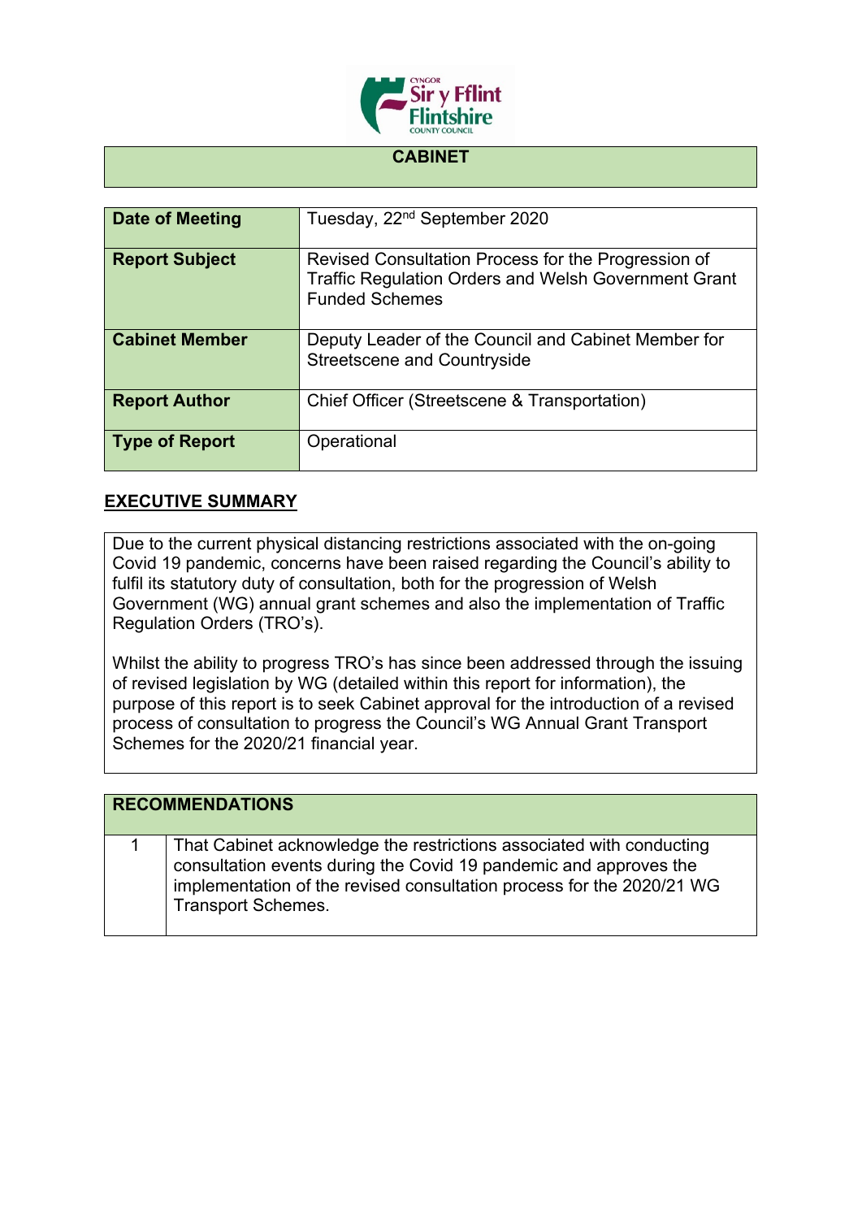# CABINET

| | |
|---|---|
| **Date of Meeting** | Tuesday, 22nd September 2020 |
| **Report Subject** | Revised Consultation Process for the Progression of Traffic Regulation Orders and Welsh Government Grant Funded Schemes |
| **Cabinet Member** | Deputy Leader of the Council and Cabinet Member for Streetscene and Countryside |
| **Report Author** | Chief Officer (Streetscene & Transportation) |
| **Type of Report** | Operational |

## EXECUTIVE SUMMARY

Due to the current physical distancing restrictions associated with the on-going Covid 19 pandemic, concerns have been raised regarding the Council's ability to fulfil its statutory duty of consultation, both for the progression of Welsh Government (WG) annual grant schemes and also the implementation of Traffic Regulation Orders (TRO's).

Whilst the ability to progress TRO's has since been addressed through the issuing of revised legislation by WG (detailed within this report for information), the purpose of this report is to seek Cabinet approval for the introduction of a revised process of consultation to progress the Council's WG Annual Grant Transport Schemes for the 2020/21 financial year.

| RECOMMENDATIONS | |
|---|---|
| 1 | That Cabinet acknowledge the restrictions associated with conducting consultation events during the Covid 19 pandemic and approves the implementation of the revised consultation process for the 2020/21 WG Transport Schemes. |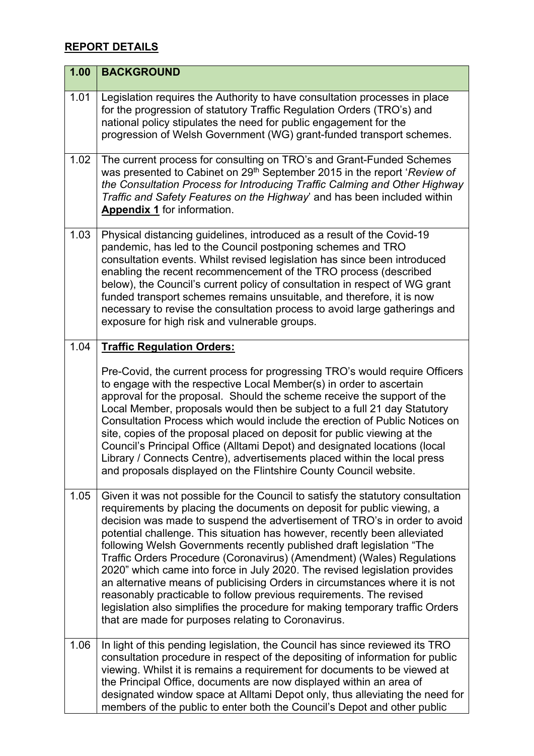## **REPORT DETAILS**

| 1.00 | **BACKGROUND** |
|---|---|
| 1.01 | Legislation requires the Authority to have consultation processes in place for the progression of statutory Traffic Regulation Orders (TRO's) and national policy stipulates the need for public engagement for the progression of Welsh Government (WG) grant-funded transport schemes. |
| 1.02 | The current process for consulting on TRO's and Grant-Funded Schemes was presented to Cabinet on 29th September 2015 in the report '*Review of the Consultation Process for Introducing Traffic Calming and Other Highway Traffic and Safety Features on the Highway*' and has been included within **Appendix 1** for information. |
| 1.03 | Physical distancing guidelines, introduced as a result of the Covid-19 pandemic, has led to the Council postponing schemes and TRO consultation events. Whilst revised legislation has since been introduced enabling the recent recommencement of the TRO process (described below), the Council's current policy of consultation in respect of WG grant funded transport schemes remains unsuitable, and therefore, it is now necessary to revise the consultation process to avoid large gatherings and exposure for high risk and vulnerable groups. |
| 1.04 | **Traffic Regulation Orders:**<br><br>Pre-Covid, the current process for progressing TRO's would require Officers to engage with the respective Local Member(s) in order to ascertain approval for the proposal. Should the scheme receive the support of the Local Member, proposals would then be subject to a full 21 day Statutory Consultation Process which would include the erection of Public Notices on site, copies of the proposal placed on deposit for public viewing at the Council's Principal Office (Alltami Depot) and designated locations (local Library / Connects Centre), advertisements placed within the local press and proposals displayed on the Flintshire County Council website. |
| 1.05 | Given it was not possible for the Council to satisfy the statutory consultation requirements by placing the documents on deposit for public viewing, a decision was made to suspend the advertisement of TRO's in order to avoid potential challenge. This situation has however, recently been alleviated following Welsh Governments recently published draft legislation "The Traffic Orders Procedure (Coronavirus) (Amendment) (Wales) Regulations 2020" which came into force in July 2020. The revised legislation provides an alternative means of publicising Orders in circumstances where it is not reasonably practicable to follow previous requirements. The revised legislation also simplifies the procedure for making temporary traffic Orders that are made for purposes relating to Coronavirus. |
| 1.06 | In light of this pending legislation, the Council has since reviewed its TRO consultation procedure in respect of the depositing of information for public viewing. Whilst it is remains a requirement for documents to be viewed at the Principal Office, documents are now displayed within an area of designated window space at Alltami Depot only, thus alleviating the need for members of the public to enter both the Council's Depot and other public |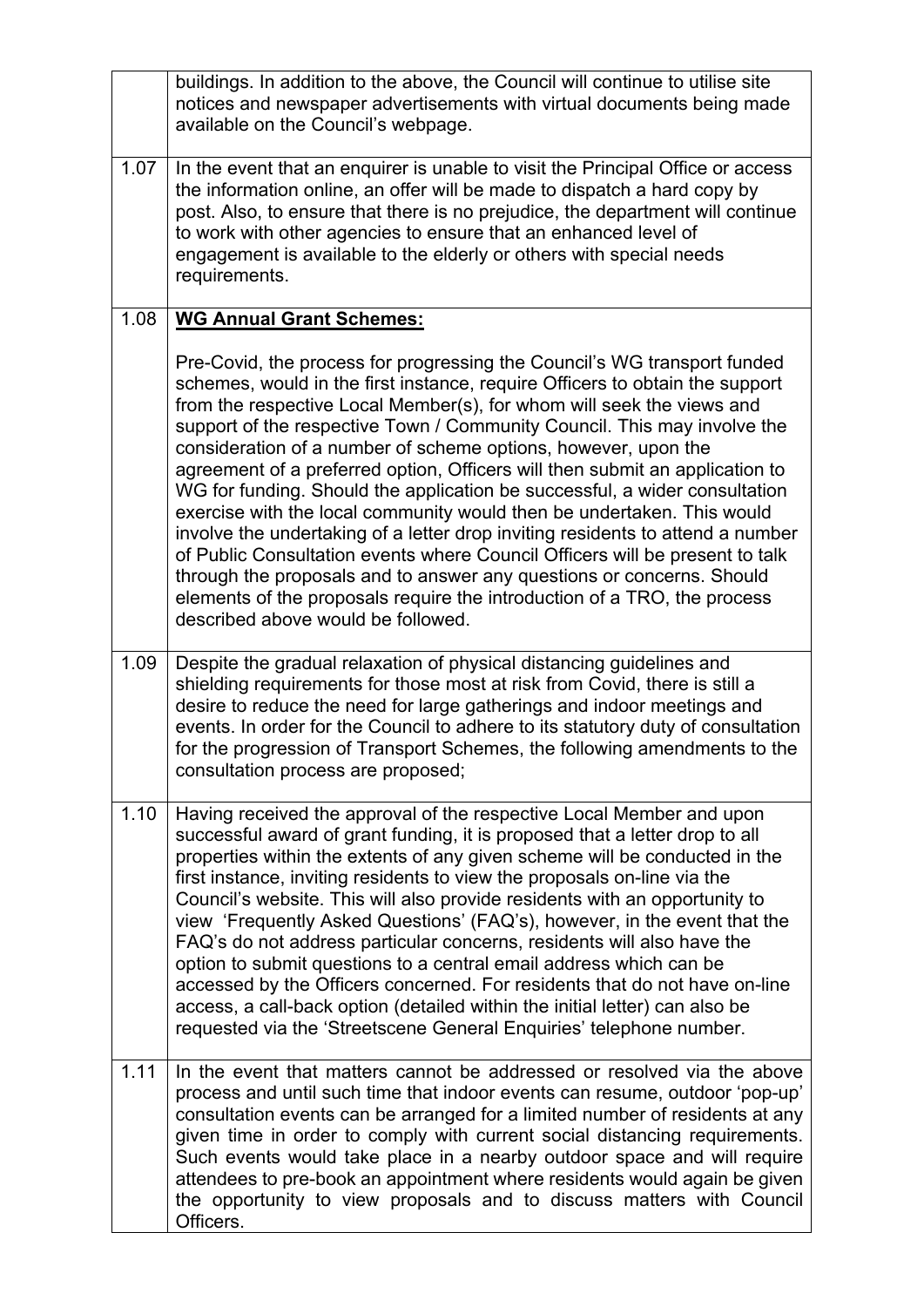| | |
|---|---|
| | buildings. In addition to the above, the Council will continue to utilise site notices and newspaper advertisements with virtual documents being made available on the Council's webpage. |
| 1.07 | In the event that an enquirer is unable to visit the Principal Office or access the information online, an offer will be made to dispatch a hard copy by post. Also, to ensure that there is no prejudice, the department will continue to work with other agencies to ensure that an enhanced level of engagement is available to the elderly or others with special needs requirements. |
| 1.08 | **WG Annual Grant Schemes:**<br><br>Pre-Covid, the process for progressing the Council's WG transport funded schemes, would in the first instance, require Officers to obtain the support from the respective Local Member(s), for whom will seek the views and support of the respective Town / Community Council. This may involve the consideration of a number of scheme options, however, upon the agreement of a preferred option, Officers will then submit an application to WG for funding. Should the application be successful, a wider consultation exercise with the local community would then be undertaken. This would involve the undertaking of a letter drop inviting residents to attend a number of Public Consultation events where Council Officers will be present to talk through the proposals and to answer any questions or concerns. Should elements of the proposals require the introduction of a TRO, the process described above would be followed. |
| 1.09 | Despite the gradual relaxation of physical distancing guidelines and shielding requirements for those most at risk from Covid, there is still a desire to reduce the need for large gatherings and indoor meetings and events. In order for the Council to adhere to its statutory duty of consultation for the progression of Transport Schemes, the following amendments to the consultation process are proposed; |
| 1.10 | Having received the approval of the respective Local Member and upon successful award of grant funding, it is proposed that a letter drop to all properties within the extents of any given scheme will be conducted in the first instance, inviting residents to view the proposals on-line via the Council's website. This will also provide residents with an opportunity to view 'Frequently Asked Questions' (FAQ's), however, in the event that the FAQ's do not address particular concerns, residents will also have the option to submit questions to a central email address which can be accessed by the Officers concerned. For residents that do not have on-line access, a call-back option (detailed within the initial letter) can also be requested via the 'Streetscene General Enquiries' telephone number. |
| 1.11 | In the event that matters cannot be addressed or resolved via the above process and until such time that indoor events can resume, outdoor 'pop-up' consultation events can be arranged for a limited number of residents at any given time in order to comply with current social distancing requirements. Such events would take place in a nearby outdoor space and will require attendees to pre-book an appointment where residents would again be given the opportunity to view proposals and to discuss matters with Council Officers. |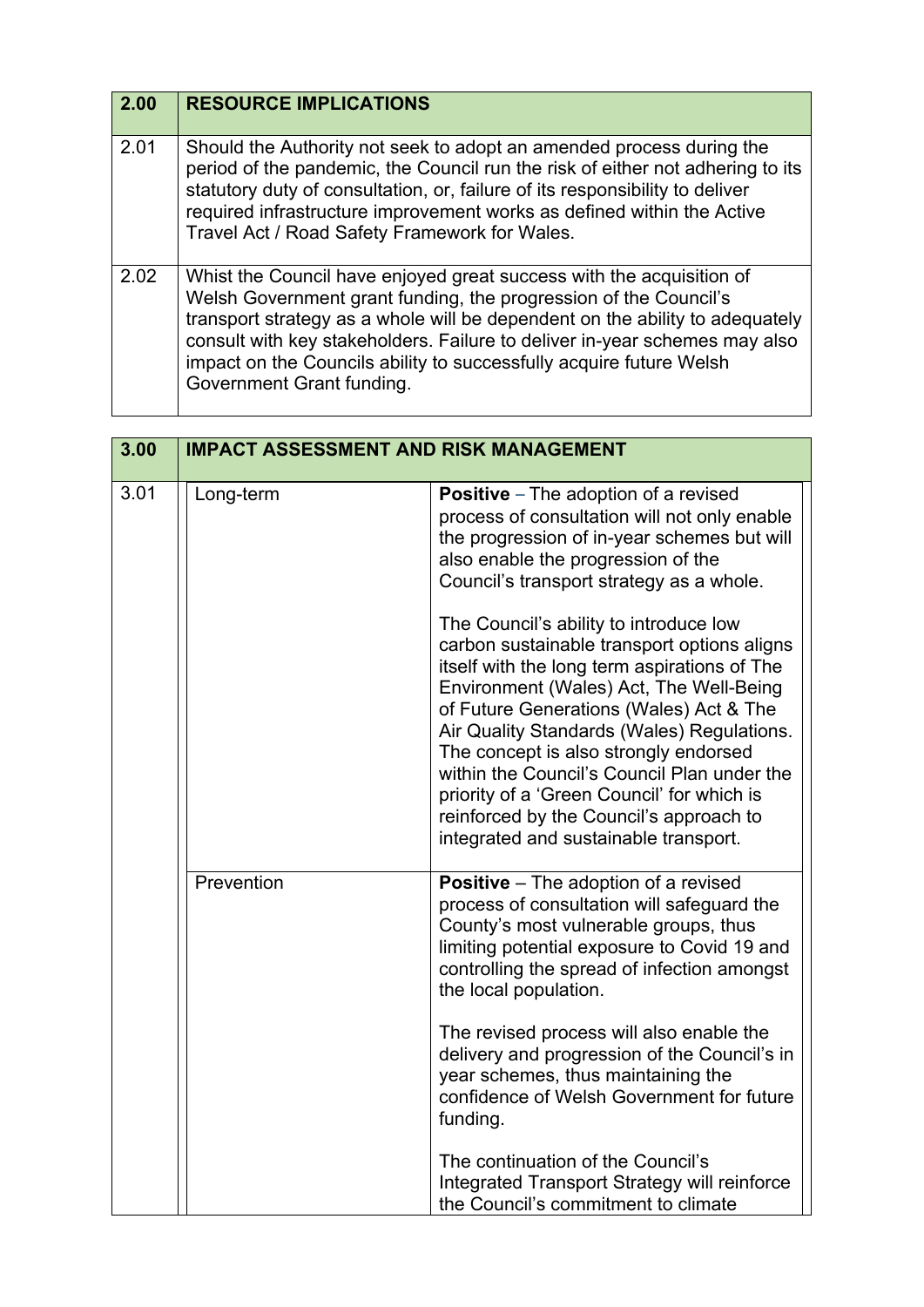| 2.00 | RESOURCE IMPLICATIONS |
|---|---|
| 2.01 | Should the Authority not seek to adopt an amended process during the period of the pandemic, the Council run the risk of either not adhering to its statutory duty of consultation, or, failure of its responsibility to deliver required infrastructure improvement works as defined within the Active Travel Act / Road Safety Framework for Wales. |
| 2.02 | Whist the Council have enjoyed great success with the acquisition of Welsh Government grant funding, the progression of the Council's transport strategy as a whole will be dependent on the ability to adequately consult with key stakeholders. Failure to deliver in-year schemes may also impact on the Councils ability to successfully acquire future Welsh Government Grant funding. |

| 3.00 | IMPACT ASSESSMENT AND RISK MANAGEMENT | |
|---|---|---|
| 3.01 | Long-term | **Positive** – The adoption of a revised process of consultation will not only enable the progression of in-year schemes but will also enable the progression of the Council's transport strategy as a whole.<br><br>The Council's ability to introduce low carbon sustainable transport options aligns itself with the long term aspirations of The Environment (Wales) Act, The Well-Being of Future Generations (Wales) Act & The Air Quality Standards (Wales) Regulations. The concept is also strongly endorsed within the Council's Council Plan under the priority of a 'Green Council' for which is reinforced by the Council's approach to integrated and sustainable transport. |
| | Prevention | **Positive** – The adoption of a revised process of consultation will safeguard the County's most vulnerable groups, thus limiting potential exposure to Covid 19 and controlling the spread of infection amongst the local population.<br><br>The revised process will also enable the delivery and progression of the Council's in year schemes, thus maintaining the confidence of Welsh Government for future funding.<br><br>The continuation of the Council's Integrated Transport Strategy will reinforce the Council's commitment to climate |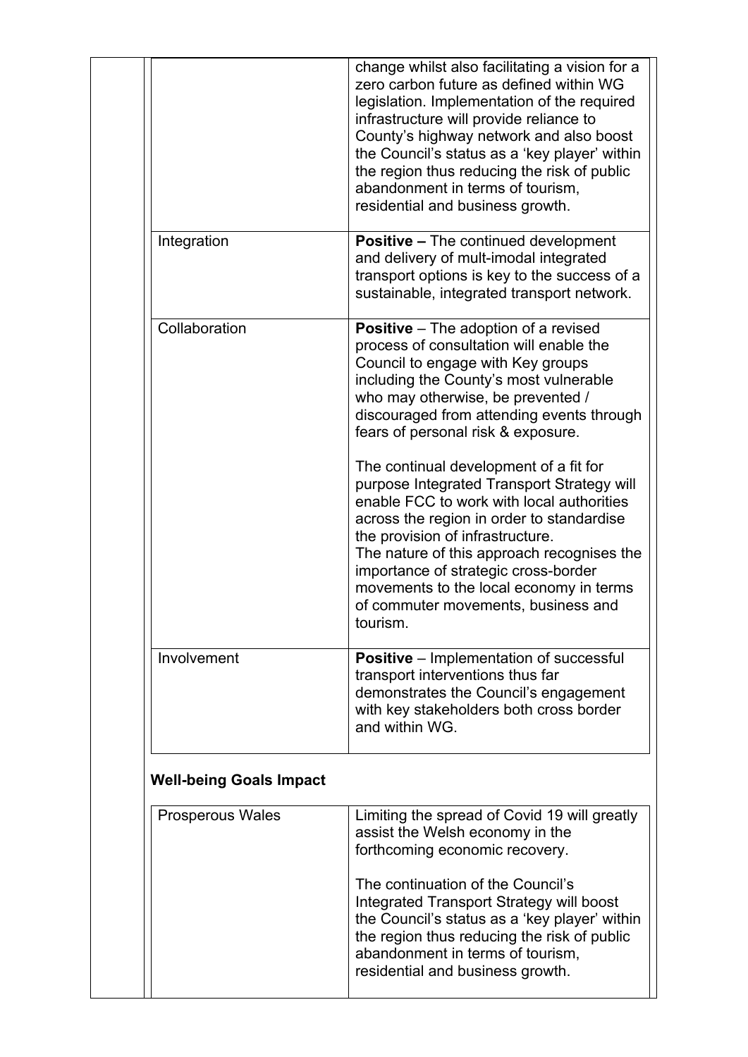| | |
|---|---|
| | change whilst also facilitating a vision for a zero carbon future as defined within WG legislation. Implementation of the required infrastructure will provide reliance to County's highway network and also boost the Council's status as a 'key player' within the region thus reducing the risk of public abandonment in terms of tourism, residential and business growth. |
| Integration | **Positive –** The continued development and delivery of mult-imodal integrated transport options is key to the success of a sustainable, integrated transport network. |
| Collaboration | **Positive** – The adoption of a revised process of consultation will enable the Council to engage with Key groups including the County's most vulnerable who may otherwise, be prevented / discouraged from attending events through fears of personal risk & exposure.<br><br>The continual development of a fit for purpose Integrated Transport Strategy will enable FCC to work with local authorities across the region in order to standardise the provision of infrastructure.<br>The nature of this approach recognises the importance of strategic cross-border movements to the local economy in terms of commuter movements, business and tourism. |
| Involvement | **Positive** – Implementation of successful transport interventions thus far demonstrates the Council's engagement with key stakeholders both cross border and within WG. |

**Well-being Goals Impact**

| | |
|---|---|
| Prosperous Wales | Limiting the spread of Covid 19 will greatly assist the Welsh economy in the forthcoming economic recovery.<br><br>The continuation of the Council's Integrated Transport Strategy will boost the Council's status as a 'key player' within the region thus reducing the risk of public abandonment in terms of tourism, residential and business growth. |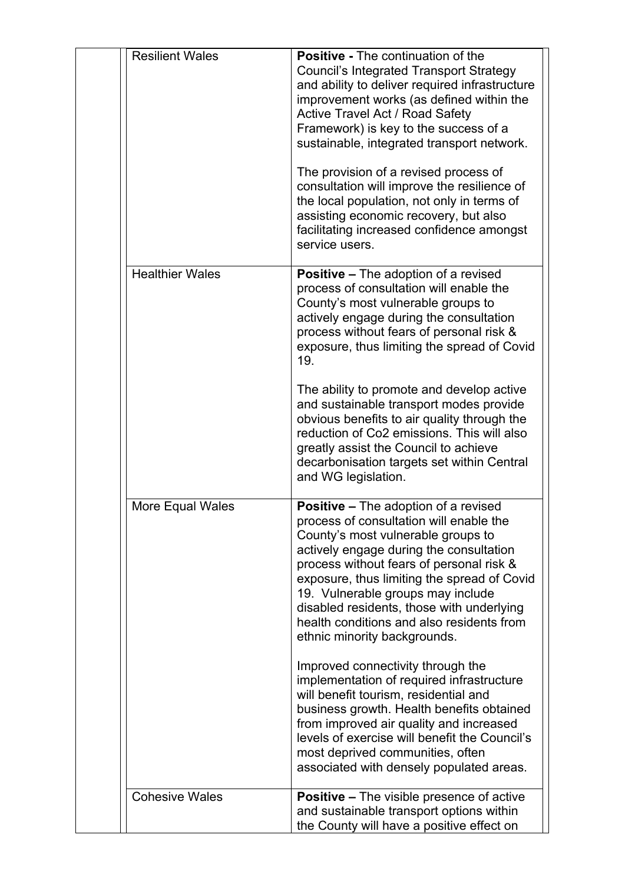| | | |
|---|---|---|
| | Resilient Wales | **Positive -** The continuation of the Council's Integrated Transport Strategy and ability to deliver required infrastructure improvement works (as defined within the Active Travel Act / Road Safety Framework) is key to the success of a sustainable, integrated transport network.<br><br>The provision of a revised process of consultation will improve the resilience of the local population, not only in terms of assisting economic recovery, but also facilitating increased confidence amongst service users. |
| | Healthier Wales | **Positive –** The adoption of a revised process of consultation will enable the County's most vulnerable groups to actively engage during the consultation process without fears of personal risk & exposure, thus limiting the spread of Covid 19.<br><br>The ability to promote and develop active and sustainable transport modes provide obvious benefits to air quality through the reduction of Co2 emissions. This will also greatly assist the Council to achieve decarbonisation targets set within Central and WG legislation. |
| | More Equal Wales | **Positive –** The adoption of a revised process of consultation will enable the County's most vulnerable groups to actively engage during the consultation process without fears of personal risk & exposure, thus limiting the spread of Covid 19. Vulnerable groups may include disabled residents, those with underlying health conditions and also residents from ethnic minority backgrounds.<br><br>Improved connectivity through the implementation of required infrastructure will benefit tourism, residential and business growth. Health benefits obtained from improved air quality and increased levels of exercise will benefit the Council's most deprived communities, often associated with densely populated areas. |
| | Cohesive Wales | **Positive –** The visible presence of active and sustainable transport options within the County will have a positive effect on |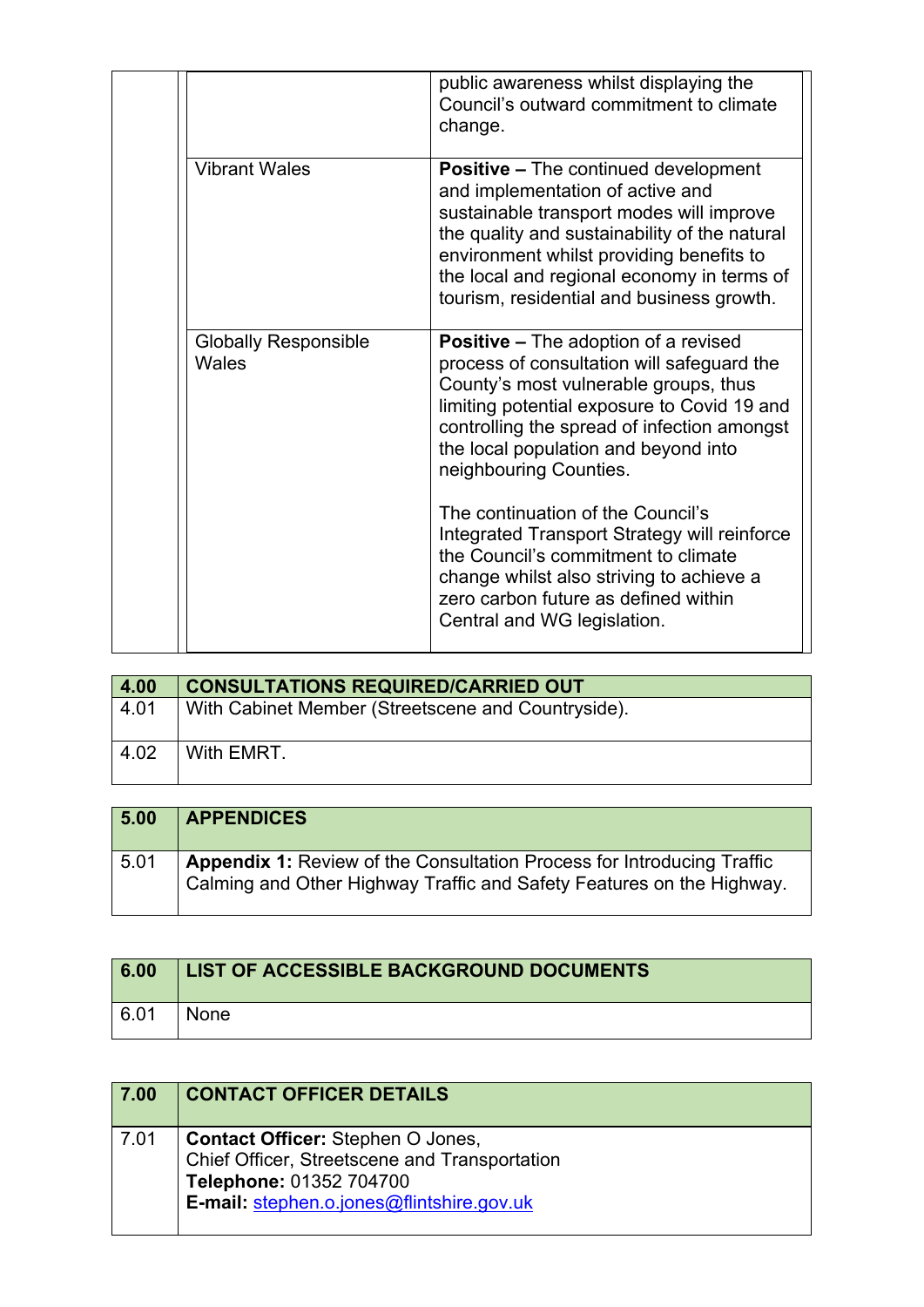| | | |
|---|---|---|
| | | public awareness whilst displaying the Council's outward commitment to climate change. |
| | Vibrant Wales | **Positive –** The continued development and implementation of active and sustainable transport modes will improve the quality and sustainability of the natural environment whilst providing benefits to the local and regional economy in terms of tourism, residential and business growth. |
| | Globally Responsible Wales | **Positive –** The adoption of a revised process of consultation will safeguard the County's most vulnerable groups, thus limiting potential exposure to Covid 19 and controlling the spread of infection amongst the local population and beyond into neighbouring Counties.<br><br>The continuation of the Council's Integrated Transport Strategy will reinforce the Council's commitment to climate change whilst also striving to achieve a zero carbon future as defined within Central and WG legislation. |

| **4.00** | **CONSULTATIONS REQUIRED/CARRIED OUT** |
|---|---|
| 4.01 | With Cabinet Member (Streetscene and Countryside). |
| 4.02 | With EMRT. |

| **5.00** | **APPENDICES** |
|---|---|
| 5.01 | **Appendix 1:** Review of the Consultation Process for Introducing Traffic Calming and Other Highway Traffic and Safety Features on the Highway. |

| **6.00** | **LIST OF ACCESSIBLE BACKGROUND DOCUMENTS** |
|---|---|
| 6.01 | None |

| **7.00** | **CONTACT OFFICER DETAILS** |
|---|---|
| 7.01 | **Contact Officer:** Stephen O Jones,<br>Chief Officer, Streetscene and Transportation<br>**Telephone:** 01352 704700<br>**E-mail:** stephen.o.jones@flintshire.gov.uk |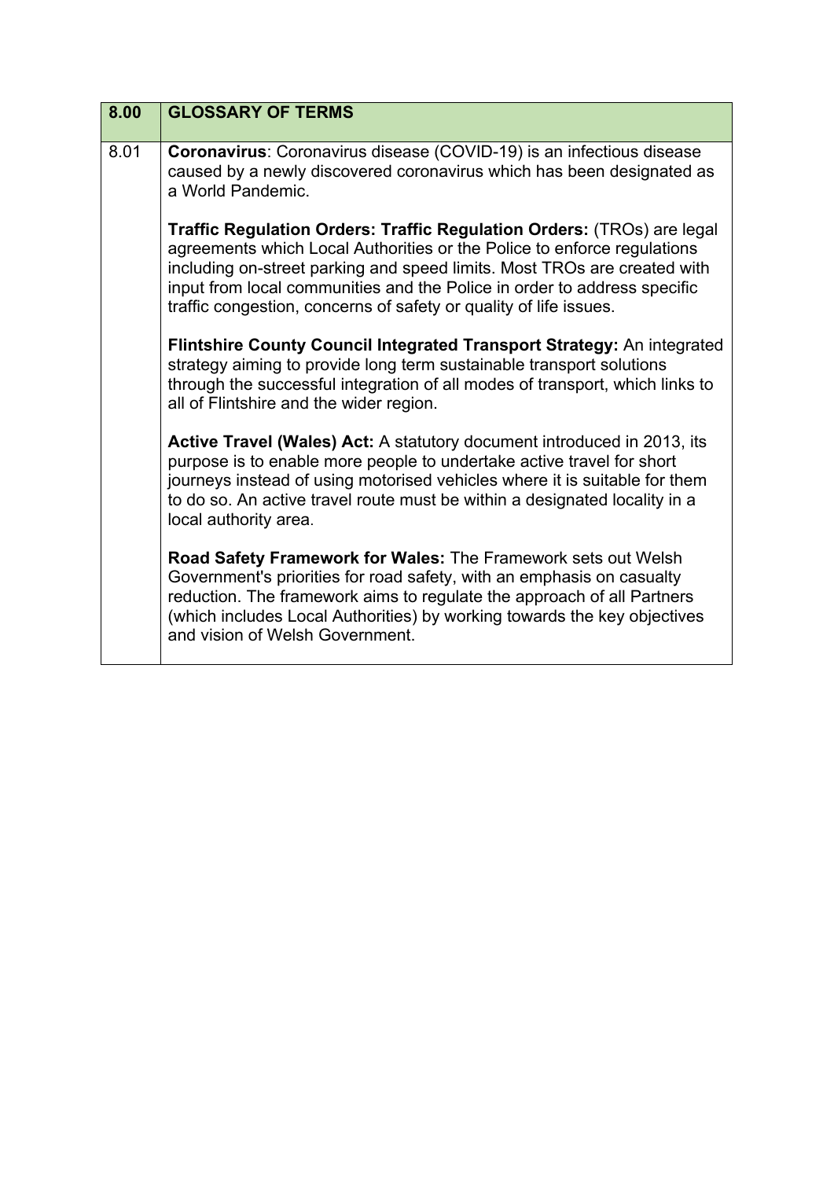| 8.00 | GLOSSARY OF TERMS |
|---|---|
| 8.01 | **Coronavirus**: Coronavirus disease (COVID-19) is an infectious disease caused by a newly discovered coronavirus which has been designated as a World Pandemic.<br><br>**Traffic Regulation Orders: Traffic Regulation Orders:** (TROs) are legal agreements which Local Authorities or the Police to enforce regulations including on-street parking and speed limits. Most TROs are created with input from local communities and the Police in order to address specific traffic congestion, concerns of safety or quality of life issues.<br><br>**Flintshire County Council Integrated Transport Strategy:** An integrated strategy aiming to provide long term sustainable transport solutions through the successful integration of all modes of transport, which links to all of Flintshire and the wider region.<br><br>**Active Travel (Wales) Act:** A statutory document introduced in 2013, its purpose is to enable more people to undertake active travel for short journeys instead of using motorised vehicles where it is suitable for them to do so. An active travel route must be within a designated locality in a local authority area.<br><br>**Road Safety Framework for Wales:** The Framework sets out Welsh Government's priorities for road safety, with an emphasis on casualty reduction. The framework aims to regulate the approach of all Partners (which includes Local Authorities) by working towards the key objectives and vision of Welsh Government. |